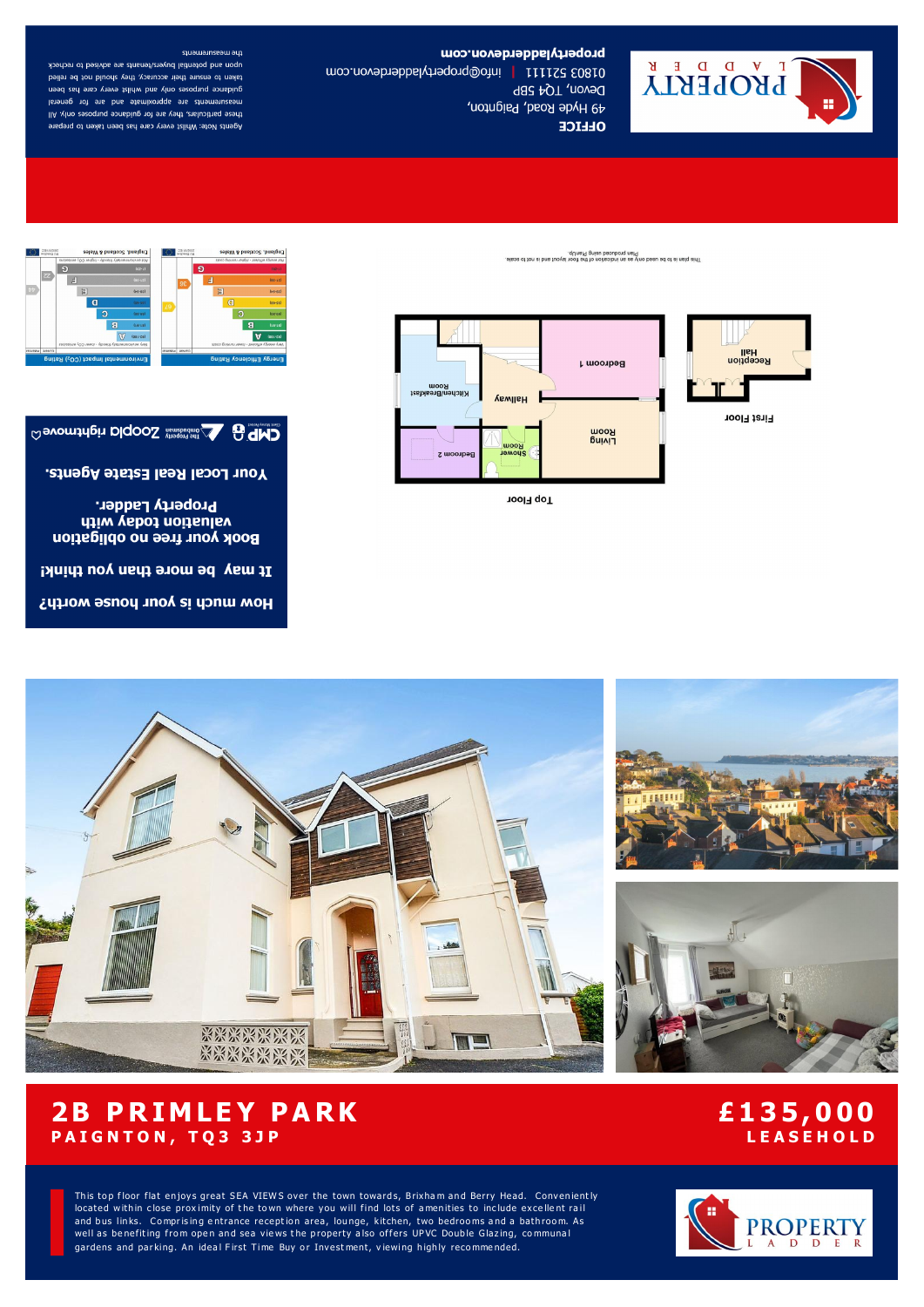# 2B PRIMLEY PARK

## PAIGNTON, TQ3 3JP

## £135,000

**LEASEHOLD**

This top floor flat enjoys great SEA VIEWS over the town towards, Brixham and Berry Head. Conveniently located within close proximity of the town where you will find lots of amenities to include excellent rail and bus links. Comprising entrance reception area, lounge, kitchen, two bedrooms and a bathroom. As well as benefiting from open and sea views the property also offers UPVC Double Glazing, communal gardens and parking. An ideal First Time Buy or Investment, viewing highly recommended.

**OFFICE**

49 Hyde Road, Paignton,
Devon, TQ4 5BP
01803 521111 | info@propertyladderdevon.com
**propertyladderdevon.com**

Agents Note: Whilst every care has been taken to prepare these particulars, they are for guidance purposes only. All measurements are approximate and are for general guidance purposes only and whilst every care has been taken to ensure their accuracy, they should not be relied upon and potential buyers/tenants are advised to recheck the measurements

**How much is your house worth?**

**It may be more than you think!**

**Book your free no obligation valuation today with Property Ladder.**

**Your Local Real Estate Agents.**

Top Floor: Living Room, Bedroom 1, Hallway, Kitchen/Breakfast Room, Bedroom 2, Shower Room

First Floor: Reception Hall

This plan is to be used only as an indication of the floor layout and is not to scale. Plan produced using PlanUp.

Energy Efficiency Rating: Current 67, Potential 86

Environmental Impact (CO2) Rating: Current 22, Potential 66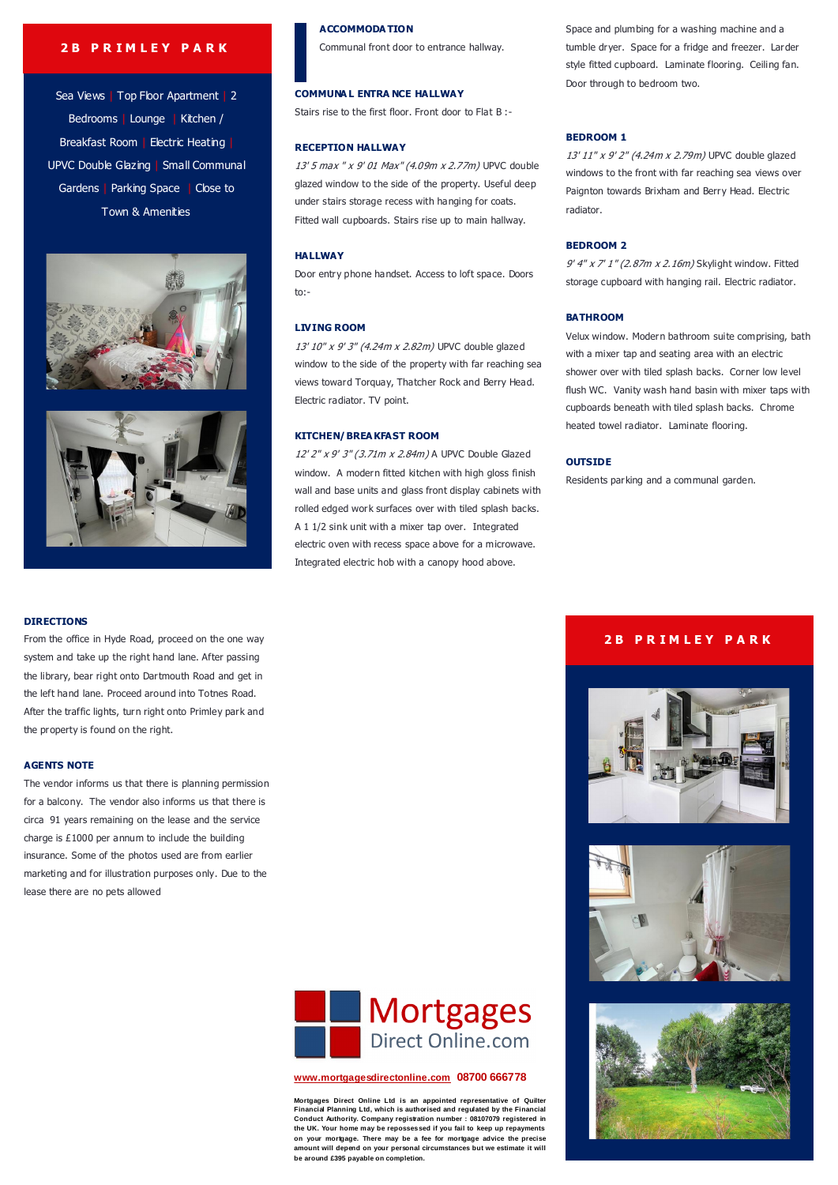## 2B PRIMLEY PARK

Sea Views | Top Floor Apartment | 2 Bedrooms | Lounge | Kitchen / Breakfast Room | Electric Heating | UPVC Double Glazing | Small Communal Gardens | Parking Space | Close to Town & Amenities

### ACCOMMODATION

Communal front door to entrance hallway.

### COMMUNAL ENTRANCE HALLWAY

Stairs rise to the first floor. Front door to Flat B :-

### RECEPTION HALLWAY

*13' 5 max " x 9' 01 Max" (4.09m x 2.77m)* UPVC double glazed window to the side of the property. Useful deep under stairs storage recess with hanging for coats. Fitted wall cupboards. Stairs rise up to main hallway.

### HALLWAY

Door entry phone handset. Access to loft space. Doors to:-

### LIVING ROOM

*13' 10" x 9' 3" (4.24m x 2.82m)* UPVC double glazed window to the side of the property with far reaching sea views toward Torquay, Thatcher Rock and Berry Head. Electric radiator. TV point.

### KITCHEN/BREAKFAST ROOM

*12' 2" x 9' 3" (3.71m x 2.84m)* A UPVC Double Glazed window. A modern fitted kitchen with high gloss finish wall and base units and glass front display cabinets with rolled edged work surfaces over with tiled splash backs. A 1 1/2 sink unit with a mixer tap over. Integrated electric oven with recess space above for a microwave. Integrated electric hob with a canopy hood above. Space and plumbing for a washing machine and a tumble dryer. Space for a fridge and freezer. Larder style fitted cupboard. Laminate flooring. Ceiling fan. Door through to bedroom two.

### BEDROOM 1

*13' 11" x 9' 2" (4.24m x 2.79m)* UPVC double glazed windows to the front with far reaching sea views over Paignton towards Brixham and Berry Head. Electric radiator.

### BEDROOM 2

*9' 4" x 7' 1" (2.87m x 2.16m)* Skylight window. Fitted storage cupboard with hanging rail. Electric radiator.

### BATHROOM

Velux window. Modern bathroom suite comprising, bath with a mixer tap and seating area with an electric shower over with tiled splash backs. Corner low level flush WC. Vanity wash hand basin with mixer taps with cupboards beneath with tiled splash backs. Chrome heated towel radiator. Laminate flooring.

### OUTSIDE

Residents parking and a communal garden.

### DIRECTIONS

From the office in Hyde Road, proceed on the one way system and take up the right hand lane. After passing the library, bear right onto Dartmouth Road and get in the left hand lane. Proceed around into Totnes Road. After the traffic lights, turn right onto Primley park and the property is found on the right.

### AGENTS NOTE

The vendor informs us that there is planning permission for a balcony. The vendor also informs us that there is circa 91 years remaining on the lease and the service charge is £1000 per annum to include the building insurance. Some of the photos used are from earlier marketing and for illustration purposes only. Due to the lease there are no pets allowed

## 2B PRIMLEY PARK

Mortgages Direct Online.com

www.mortgagesdirectonline.com 08700 666778

**Mortgages Direct Online Ltd is an appointed representative of Quilter Financial Planning Ltd, which is authorised and regulated by the Financial Conduct Authority. Company registration number : 08107079 registered in the UK. Your home may be repossessed if you fail to keep up repayments on your mortgage. There may be a fee for mortgage advice the precise amount will depend on your personal circumstances but we estimate it will be around £395 payable on completion.**